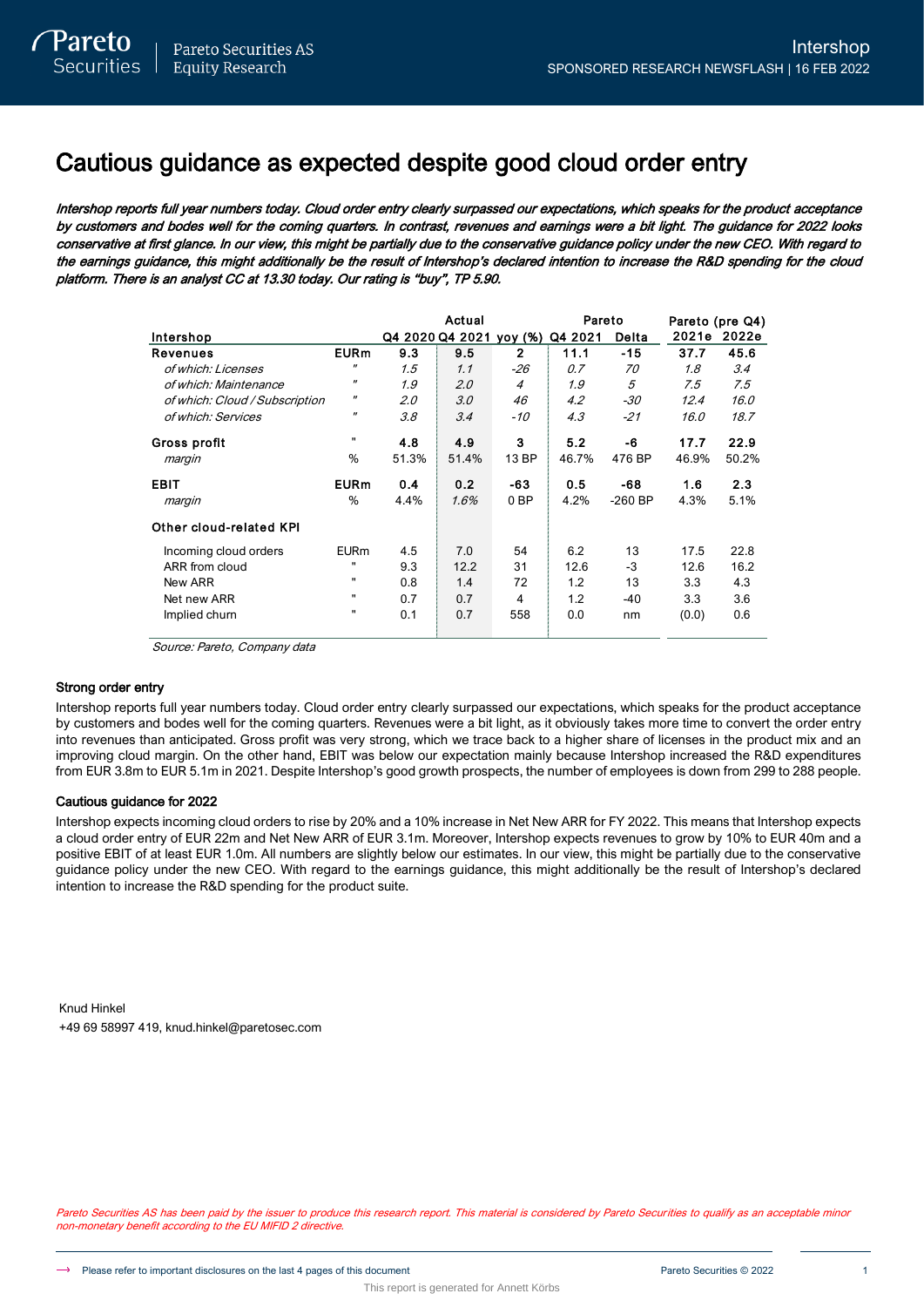# Cautious guidance as expected despite good cloud order entry

*Intershop reports full year numbers today. Cloud order entry clearly surpassed our expectations, which speaks for the product acceptance by customers and bodes well for the coming quarters. In contrast, revenues and earnings were a bit light. The guidance for 2022 looks conservative at first glance. In our view, this might be partially due to the conservative guidance policy under the new CEO. With regard to the earnings guidance, this might additionally be the result of Intershop's declared intention to increase the R&D spending for the cloud platform. There is an analyst CC at 13.30 today. Our rating is "buy", TP 5.90.*

| | | Actual | | | Pareto | | Pareto (pre Q4) | |
|---|---|---|---|---|---|---|---|---|
| **Intershop** | | **Q4 2020** | **Q4 2021** | **yoy (%)** | **Q4 2021** | **Delta** | **2021e** | **2022e** |
| **Revenues** | **EURm** | **9.3** | **9.5** | **2** | **11.1** | **-15** | **37.7** | **45.6** |
| *of which: Licenses* | " | *1.5* | *1.1* | *-26* | *0.7* | *70* | *1.8* | *3.4* |
| *of which: Maintenance* | " | *1.9* | *2.0* | *4* | *1.9* | *5* | *7.5* | *7.5* |
| *of which: Cloud / Subscription* | " | *2.0* | *3.0* | *46* | *4.2* | *-30* | *12.4* | *16.0* |
| *of which: Services* | " | *3.8* | *3.4* | *-10* | *4.3* | *-21* | *16.0* | *18.7* |
| **Gross profit** | " | **4.8** | **4.9** | **3** | **5.2** | **-6** | **17.7** | **22.9** |
| *margin* | % | 51.3% | 51.4% | 13 BP | 46.7% | 476 BP | 46.9% | 50.2% |
| **EBIT** | **EURm** | **0.4** | **0.2** | **-63** | **0.5** | **-68** | **1.6** | **2.3** |
| *margin* | % | 4.4% | *1.6%* | 0 BP | 4.2% | -260 BP | 4.3% | 5.1% |
| **Other cloud-related KPI** | | | | | | | | |
| Incoming cloud orders | EURm | 4.5 | 7.0 | 54 | 6.2 | 13 | 17.5 | 22.8 |
| ARR from cloud | " | 9.3 | 12.2 | 31 | 12.6 | -3 | 12.6 | 16.2 |
| New ARR | " | 0.8 | 1.4 | 72 | 1.2 | 13 | 3.3 | 4.3 |
| Net new ARR | " | 0.7 | 0.7 | 4 | 1.2 | -40 | 3.3 | 3.6 |
| Implied churn | " | 0.1 | 0.7 | 558 | 0.0 | nm | (0.0) | 0.6 |

*Source: Pareto, Company data*

### Strong order entry

Intershop reports full year numbers today. Cloud order entry clearly surpassed our expectations, which speaks for the product acceptance by customers and bodes well for the coming quarters. Revenues were a bit light, as it obviously takes more time to convert the order entry into revenues than anticipated. Gross profit was very strong, which we trace back to a higher share of licenses in the product mix and an improving cloud margin. On the other hand, EBIT was below our expectation mainly because Intershop increased the R&D expenditures from EUR 3.8m to EUR 5.1m in 2021. Despite Intershop's good growth prospects, the number of employees is down from 299 to 288 people.

### Cautious guidance for 2022

Intershop expects incoming cloud orders to rise by 20% and a 10% increase in Net New ARR for FY 2022. This means that Intershop expects a cloud order entry of EUR 22m and Net New ARR of EUR 3.1m. Moreover, Intershop expects revenues to grow by 10% to EUR 40m and a positive EBIT of at least EUR 1.0m. All numbers are slightly below our estimates. In our view, this might be partially due to the conservative guidance policy under the new CEO. With regard to the earnings guidance, this might additionally be the result of Intershop's declared intention to increase the R&D spending for the product suite.

Knud Hinkel
+49 69 58997 419, knud.hinkel@paretosec.com

*Pareto Securities AS has been paid by the issuer to produce this research report. This material is considered by Pareto Securities to qualify as an acceptable minor non-monetary benefit according to the EU MIFID 2 directive.*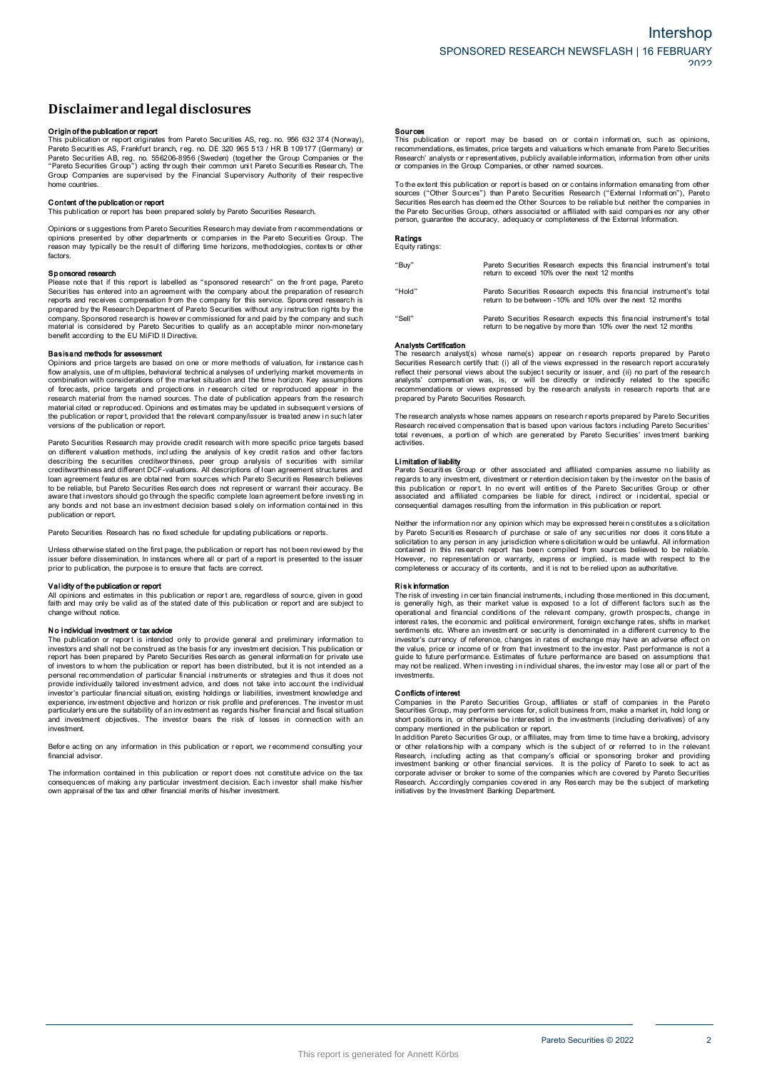# Disclaimer and legal disclosures

**Origin of the publication or report**
This publication or report originates from Pareto Securities AS, reg. no. 956 632 374 (Norway), Pareto Securities AS, Frankfurt branch, reg. no. DE 320 965 513 / HR B 109177 (Germany) or Pareto Securities AB, reg. no. 556206-8956 (Sweden) (together the Group Companies or the "Pareto Securities Group") acting through their common unit Pareto Securities Research. The Group Companies are supervised by the Financial Supervisory Authority of their respective home countries.

**Content of the publication or report**
This publication or report has been prepared solely by Pareto Securities Research.

Opinions or suggestions from Pareto Securities Research may deviate from recommendations or opinions presented by other departments or companies in the Pareto Securities Group. The reason may typically be the result of differing time horizons, methodologies, contexts or other factors.

**Sponsored research**
Please note that if this report is labelled as "sponsored research" on the front page, Pareto Securities has entered into an agreement with the company about the preparation of research reports and receives compensation from the company for this service. Sponsored research is prepared by the Research Department of Pareto Securities without any instruction rights by the company. Sponsored research is however commissioned for and paid by the company and such material is considered by Pareto Securities to qualify as an acceptable minor non-monetary benefit according to the EU MiFID II Directive.

**Basis and methods for assessment**
Opinions and price targets are based on one or more methods of valuation, for instance cash flow analysis, use of multiples, behavioral technical analyses of underlying market movements in combination with considerations of the market situation and the time horizon. Key assumptions of forecasts, price targets and projections in research cited or reproduced appear in the research material from the named sources. The date of publication appears from the research material cited or reproduced. Opinions and estimates may be updated in subsequent versions of the publication or report, provided that the relevant company/issuer is treated anew in such later versions of the publication or report.

Pareto Securities Research may provide credit research with more specific price targets based on different valuation methods, including the analysis of key credit ratios and other factors describing the securities creditworthiness, peer group analysis of securities with similar creditworthiness and different DCF-valuations. All descriptions of loan agreement structures and loan agreement features are obtained from sources which Pareto Securities Research believes to be reliable, but Pareto Securities Research does not represent or warrant their accuracy. Be aware that investors should go through the specific complete loan agreement before investing in any bonds and not base an investment decision based solely on information contained in this publication or report.

Pareto Securities Research has no fixed schedule for updating publications or reports.

Unless otherwise stated on the first page, the publication or report has not been reviewed by the issuer before dissemination. In instances where all or part of a report is presented to the issuer prior to publication, the purpose is to ensure that facts are correct.

**Validity of the publication or report**
All opinions and estimates in this publication or report are, regardless of source, given in good faith and may only be valid as of the stated date of this publication or report and are subject to change without notice.

**No individual investment or tax advice**
The publication or report is intended only to provide general and preliminary information to investors and shall not be construed as the basis for any investment decision. This publication or report has been prepared by Pareto Securities Research as general information for private use of investors to whom the publication or report has been distributed, but it is not intended as a personal recommendation of particular financial instruments or strategies and thus it does not provide individually tailored investment advice, and does not take into account the individual investor's particular financial situation, existing holdings or liabilities, investment knowledge and experience, investment objective and horizon or risk profile and preferences. The investor must particularly ensure the suitability of an investment as regards his/her financial and fiscal situation and investment objectives. The investor bears the risk of losses in connection with an investment.

Before acting on any information in this publication or report, we recommend consulting your financial advisor.

The information contained in this publication or report does not constitute advice on the tax consequences of making any particular investment decision. Each investor shall make his/her own appraisal of the tax and other financial merits of his/her investment.

**Sources**
This publication or report may be based on or contain information, such as opinions, recommendations, estimates, price targets and valuations which emanate from Pareto Securities Research' analysts or representatives, publicly available information, information from other units or companies in the Group Companies, or other named sources.

To the extent this publication or report is based on or contains information emanating from other sources ("Other Sources") than Pareto Securities Research ("External Information"), Pareto Securities Research has deemed the Other Sources to be reliable but neither the companies in the Pareto Securities Group, others associated or affiliated with said companies nor any other person, guarantee the accuracy, adequacy or completeness of the External Information.

**Ratings**
Equity ratings:

| | |
|---|---|
| "Buy" | Pareto Securities Research expects this financial instrument's total return to exceed 10% over the next 12 months |
| "Hold" | Pareto Securities Research expects this financial instrument's total return to be between -10% and 10% over the next 12 months |
| "Sell" | Pareto Securities Research expects this financial instrument's total return to be negative by more than 10% over the next 12 months |

**Analysts Certification**
The research analyst(s) whose name(s) appear on research reports prepared by Pareto Securities Research certify that: (i) all of the views expressed in the research report accurately reflect their personal views about the subject security or issuer, and (ii) no part of the research analysts' compensation was, is, or will be directly or indirectly related to the specific recommendations or views expressed by the research analysts in research reports that are prepared by Pareto Securities Research.

The research analysts whose names appears on research reports prepared by Pareto Securities Research received compensation that is based upon various factors including Pareto Securities' total revenues, a portion of which are generated by Pareto Securities' investment banking activities.

**Limitation of liability**
Pareto Securities Group or other associated and affiliated companies assume no liability as regards to any investment, divestment or retention decision taken by the investor on the basis of this publication or report. In no event will entities of the Pareto Securities Group or other associated and affiliated companies be liable for direct, indirect or incidental, special or consequential damages resulting from the information in this publication or report.

Neither the information nor any opinion which may be expressed herein constitutes a solicitation by Pareto Securities Research of purchase or sale of any securities nor does it constitute a solicitation to any person in any jurisdiction where solicitation would be unlawful. All information contained in this research report has been compiled from sources believed to be reliable. However, no representation or warranty, express or implied, is made with respect to the completeness or accuracy of its contents, and it is not to be relied upon as authoritative.

**Risk information**
The risk of investing in certain financial instruments, including those mentioned in this document, is generally high, as their market value is exposed to a lot of different factors such as the operational and financial conditions of the relevant company, growth prospects, change in interest rates, the economic and political environment, foreign exchange rates, shifts in market sentiments etc. Where an investment or security is denominated in a different currency to the investor's currency of reference, changes in rates of exchange may have an adverse effect on the value, price or income of or from that investment to the investor. Past performance is not a guide to future performance. Estimates of future performance are based on assumptions that may not be realized. When investing in individual shares, the investor may lose all or part of the investments.

**Conflicts of interest**
Companies in the Pareto Securities Group, affiliates or staff of companies in the Pareto Securities Group, may perform services for, solicit business from, make a market in, hold long or short positions in, or otherwise be interested in the investments (including derivatives) of any company mentioned in the publication or report.
In addition Pareto Securities Group, or affiliates, may from time to time have a broking, advisory or other relationship with a company which is the subject of or referred to in the relevant Research, including acting as that company's official or sponsoring broker and providing investment banking or other financial services. It is the policy of Pareto to seek to act as corporate adviser or broker to some of the companies which are covered by Pareto Securities Research. Accordingly companies covered in any Research may be the subject of marketing initiatives by the Investment Banking Department.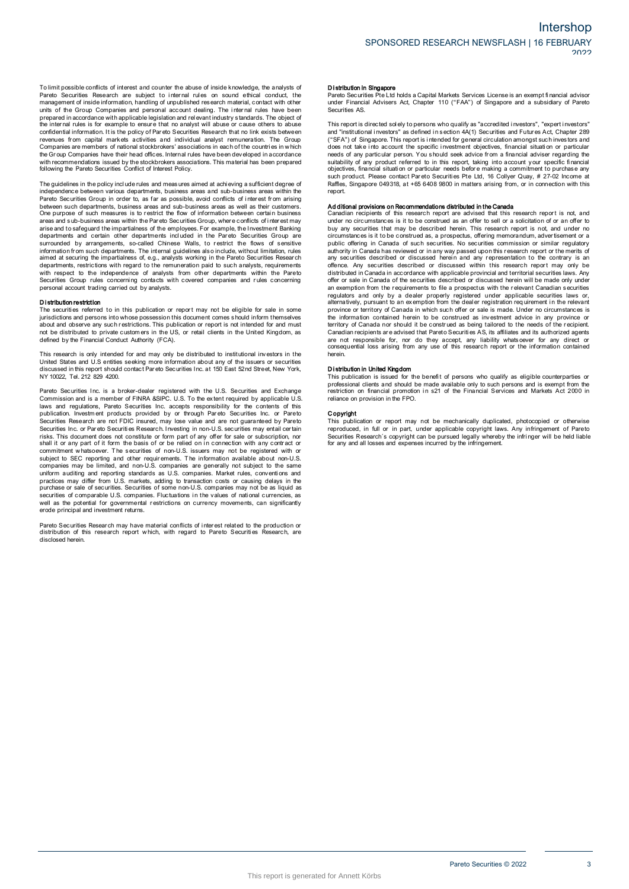To limit possible conflicts of interest and counter the abuse of inside knowledge, the analysts of Pareto Securities Research are subject to internal rules on sound ethical conduct, the management of inside information, handling of unpublished research material, contact with other units of the Group Companies and personal account dealing. The internal rules have been prepared in accordance with applicable legislation and relevant industry standards. The object of the internal rules is for example to ensure that no analyst will abuse or cause others to abuse confidential information. It is the policy of Pareto Securities Research that no link exists between revenues from capital markets activities and individual analyst remuneration. The Group Companies are members of national stockbrokers' associations in each of the countries in which the Group Companies have their head offices. Internal rules have been developed in accordance with recommendations issued by the stockbrokers associations. This material has been prepared following the Pareto Securities Conflict of Interest Policy.

The guidelines in the policy include rules and measures aimed at achieving a sufficient degree of independence between various departments, business areas and sub-business areas within the Pareto Securities Group in order to, as far as possible, avoid conflicts of interest from arising between such departments, business areas and sub-business areas as well as their customers. One purpose of such measures is to restrict the flow of information between certain business areas and sub-business areas within the Pareto Securities Group, where conflicts of interest may arise and to safeguard the impartialness of the employees. For example, the Investment Banking departments and certain other departments included in the Pareto Securities Group are surrounded by arrangements, so-called Chinese Walls, to restrict the flows of sensitive information from such departments. The internal guidelines also include, without limitation, rules aimed at securing the impartialness of, e.g., analysts working in the Pareto Securities Research departments, restrictions with regard to the remuneration paid to such analysts, requirements with respect to the independence of analysts from other departments within the Pareto Securities Group rules concerning contacts with covered companies and rules concerning personal account trading carried out by analysts.

**Distribution restriction**

The securities referred to in this publication or report may not be eligible for sale in some jurisdictions and persons into whose possession this document comes should inform themselves about and observe any such restrictions. This publication or report is not intended for and must not be distributed to private customers in the US, or retail clients in the United Kingdom, as defined by the Financial Conduct Authority (FCA).

This research is only intended for and may only be distributed to institutional investors in the United States and U.S entities seeking more information about any of the issuers or securities discussed in this report should contact Pareto Securities Inc. at 150 East 52nd Street, New York, NY 10022, Tel. 212 829 4200.

Pareto Securities Inc. is a broker-dealer registered with the U.S. Securities and Exchange Commission and is a member of FINRA &SIPC. U.S. To the extent required by applicable U.S. laws and regulations, Pareto Securities Inc. accepts responsibility for the contents of this publication. Investment products provided by or through Pareto Securities Inc. or Pareto Securities Research are not FDIC insured, may lose value and are not guaranteed by Pareto Securities Inc. or Pareto Securities Research. Investing in non-U.S. securities may entail certain risks. This document does not constitute or form part of any offer for sale or subscription, nor shall it or any part of it form the basis of or be relied on in connection with any contract or commitment whatsoever. The securities of non-U.S. issuers may not be registered with or subject to SEC reporting and other requirements. The information available about non-U.S. companies may be limited, and non-U.S. companies are generally not subject to the same uniform auditing and reporting standards as U.S. companies. Market rules, conventions and practices may differ from U.S. markets, adding to transaction costs or causing delays in the purchase or sale of securities. Securities of some non-U.S. companies may not be as liquid as securities of comparable U.S. companies. Fluctuations in the values of national currencies, as well as the potential for governmental restrictions on currency movements, can significantly erode principal and investment returns.

Pareto Securities Research may have material conflicts of interest related to the production or distribution of this research report which, with regard to Pareto Securities Research, are disclosed herein.

**Distribution in Singapore**

Pareto Securities Pte Ltd holds a Capital Markets Services License is an exempt financial advisor under Financial Advisers Act, Chapter 110 ("FAA") of Singapore and a subsidiary of Pareto Securities AS.

This report is directed solely to persons who qualify as "accredited investors", "expert investors" and "institutional investors" as defined in section 4A(1) Securities and Futures Act, Chapter 289 ("SFA") of Singapore. This report is intended for general circulation amongst such investors and does not take into account the specific investment objectives, financial situation or particular needs of any particular person. You should seek advice from a financial adviser regarding the suitability of any product referred to in this report, taking into account your specific financial objectives, financial situation or particular needs before making a commitment to purchase any such product. Please contact Pareto Securities Pte Ltd, 16 Collyer Quay, # 27-02 Income at Raffles, Singapore 049318, at +65 6408 9800 in matters arising from, or in connection with this report.

**Additional provisions on Recommendations distributed in the Canada**

Canadian recipients of this research report are advised that this research report is not, and under no circumstances is it to be construed as an offer to sell or a solicitation of or an offer to buy any securities that may be described herein. This research report is not, and under no circumstances is it to be construed as, a prospectus, offering memorandum, advertisement or a public offering in Canada of such securities. No securities commission or similar regulatory authority in Canada has reviewed or in any way passed upon this research report or the merits of any securities described or discussed herein and any representation to the contrary is an offence. Any securities described or discussed within this research report may only be distributed in Canada in accordance with applicable provincial and territorial securities laws. Any offer or sale in Canada of the securities described or discussed herein will be made only under an exemption from the requirements to file a prospectus with the relevant Canadian securities regulators and only by a dealer properly registered under applicable securities laws or, alternatively, pursuant to an exemption from the dealer registration requirement in the relevant province or territory of Canada in which such offer or sale is made. Under no circumstances is the information contained herein to be construed as investment advice in any province or territory of Canada nor should it be construed as being tailored to the needs of the recipient. Canadian recipients are advised that Pareto Securities AS, its affiliates and its authorized agents are not responsible for, nor do they accept, any liability whatsoever for any direct or consequential loss arising from any use of this research report or the information contained herein.

**Distribution in United Kingdom**

This publication is issued for the benefit of persons who qualify as eligible counterparties or professional clients and should be made available only to such persons and is exempt from the restriction on financial promotion in s21 of the Financial Services and Markets Act 2000 in reliance on provision in the FPO.

**Copyright**

This publication or report may not be mechanically duplicated, photocopied or otherwise reproduced, in full or in part, under applicable copyright laws. Any infringement of Pareto Securities Research´s copyright can be pursued legally whereby the infringer will be held liable for any and all losses and expenses incurred by the infringement.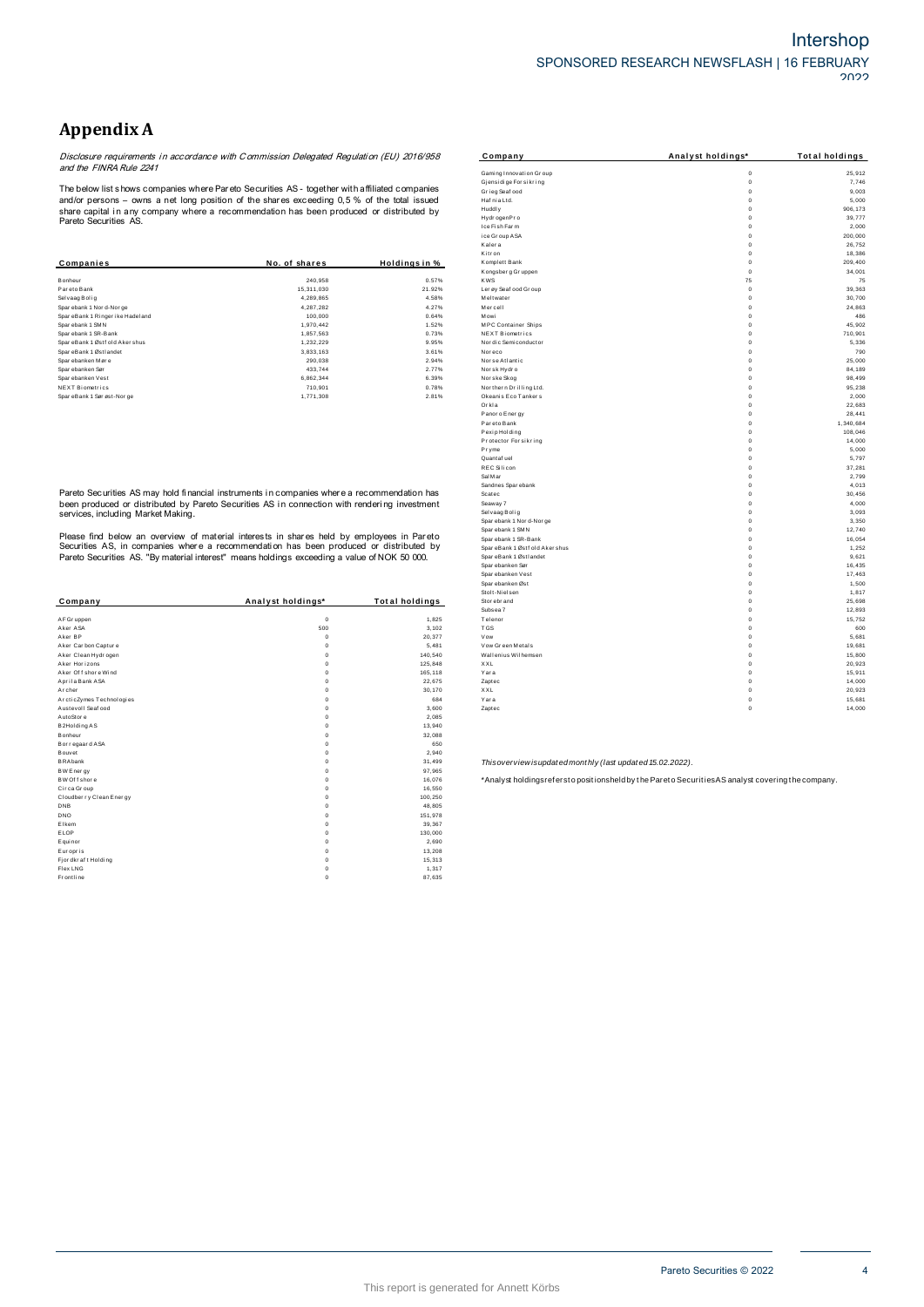# Appendix A

*Disclosure requirements in accordance with Commission Delegated Regulation (EU) 2016/958 and the FINRA Rule 2241*

The below list shows companies where Pareto Securities AS - together with affiliated companies and/or persons – owns a net long position of the shares exceeding 0,5 % of the total issued share capital in any company where a recommendation has been produced or distributed by Pareto Securities AS.

| Companies | No. of shares | Holdings in % |
|---|---|---|
| Bonheur | 240,958 | 0.57% |
| Pareto Bank | 15,311,030 | 21.92% |
| Selvaag Bolig | 4,289,865 | 4.58% |
| Sparebank 1 Nord-Norge | 4,287,282 | 4.27% |
| SpareBank 1 Ringerike Hadeland | 100,000 | 0.64% |
| Sparebank 1 SMN | 1,970,442 | 1.52% |
| Sparebank 1 SR-Bank | 1,857,563 | 0.73% |
| SpareBank 1 Østfold Akershus | 1,232,229 | 9.95% |
| SpareBank 1 Østlandet | 3,833,163 | 3.61% |
| Sparebanken Møre | 290,038 | 2.94% |
| Sparebanken Sør | 433,744 | 2.77% |
| Sparebanken Vest | 6,862,344 | 6.39% |
| NEXT Biometrics | 710,901 | 0.78% |
| SpareBank 1 Sørøst-Norge | 1,771,308 | 2.81% |

Pareto Securities AS may hold financial instruments in companies where a recommendation has been produced or distributed by Pareto Securities AS in connection with rendering investment services, including Market Making.

Please find below an overview of material interests in shares held by employees in Pareto Securities AS, in companies where a recommendation has been produced or distributed by Pareto Securities AS. "By material interest" means holdings exceeding a value of NOK 50 000.

| Company | Analyst holdings* | Total holdings |
|---|---|---|
| AF Gruppen | 0 | 1,825 |
| Aker ASA | 500 | 3,102 |
| Aker BP | 0 | 20,377 |
| Aker Carbon Capture | 0 | 5,481 |
| Aker Clean Hydrogen | 0 | 140,540 |
| Aker Horizons | 0 | 125,848 |
| Aker Offshore Wind | 0 | 165,118 |
| Aprila Bank ASA | 0 | 22,675 |
| Archer | 0 | 30,170 |
| ArcticZymes Technologies | 0 | 684 |
| Austevoll Seafood | 0 | 3,600 |
| AutoStore | 0 | 2,085 |
| B2Holding AS | 0 | 13,940 |
| Bonheur | 0 | 32,088 |
| Borregaard ASA | 0 | 650 |
| Bouvet | 0 | 2,940 |
| BRAbank | 0 | 31,499 |
| BW Energy | 0 | 97,965 |
| BW Offshore | 0 | 16,076 |
| Circa Group | 0 | 16,550 |
| Cloudberry Clean Energy | 0 | 100,250 |
| DNB | 0 | 48,805 |
| DNO | 0 | 151,978 |
| Elkem | 0 | 39,367 |
| ELOP | 0 | 130,000 |
| Equinor | 0 | 2,690 |
| Europris | 0 | 13,208 |
| Fjordkraft Holding | 0 | 15,313 |
| Flex LNG | 0 | 1,317 |
| Frontline | 0 | 87,635 |
| Gaming Innovation Group | 0 | 25,912 |
| Gjensidige Forsikring | 0 | 7,746 |
| Grieg Seafood | 0 | 9,003 |
| Hafnia Ltd. | 0 | 5,000 |
| Huddly | 0 | 906,173 |
| HydrogenPro | 0 | 39,777 |
| Ice Fish Farm | 0 | 2,000 |
| ice Group ASA | 0 | 200,000 |
| Kalera | 0 | 26,752 |
| Kitron | 0 | 18,386 |
| Komplett Bank | 0 | 209,400 |
| Kongsberg Gruppen | 0 | 34,001 |
| KWS | 75 | 75 |
| Lerøy Seafood Group | 0 | 39,363 |
| Meltwater | 0 | 30,700 |
| Mercell | 0 | 24,863 |
| Mowi | 0 | 486 |
| MPC Container Ships | 0 | 45,902 |
| NEXT Biometrics | 0 | 710,901 |
| Nordic Semiconductor | 0 | 5,336 |
| Noreco | 0 | 790 |
| Norse Atlantic | 0 | 25,000 |
| Norsk Hydro | 0 | 84,189 |
| Norske Skog | 0 | 98,499 |
| Northern Drilling Ltd. | 0 | 95,238 |
| Okeanis Eco Tankers | 0 | 2,000 |
| Orkla | 0 | 22,683 |
| Panoro Energy | 0 | 28,441 |
| Pareto Bank | 0 | 1,340,684 |
| Pexip Holding | 0 | 108,046 |
| Protector Forsikring | 0 | 14,000 |
| Pryme | 0 | 5,000 |
| Quantafuel | 0 | 5,797 |
| REC Silicon | 0 | 37,281 |
| SalMar | 0 | 2,799 |
| Sandnes Sparebank | 0 | 4,013 |
| Scatec | 0 | 30,456 |
| Seaway 7 | 0 | 4,000 |
| Selvaag Bolig | 0 | 3,093 |
| Sparebank 1 Nord-Norge | 0 | 3,350 |
| Sparebank 1 SMN | 0 | 12,740 |
| Sparebank 1 SR-Bank | 0 | 16,054 |
| SpareBank 1 Østfold Akershus | 0 | 1,252 |
| SpareBank 1 Østlandet | 0 | 9,621 |
| Sparebanken Sør | 0 | 16,435 |
| Sparebanken Vest | 0 | 17,463 |
| Sparebanken Øst | 0 | 1,500 |
| Stolt-Nielsen | 0 | 1,817 |
| Storebrand | 0 | 25,698 |
| Subsea 7 | 0 | 12,893 |
| Telenor | 0 | 15,752 |
| TGS | 0 | 600 |
| Vow | 0 | 5,681 |
| Vow Green Metals | 0 | 19,681 |
| Wallenius Wilhemsen | 0 | 15,800 |
| XXL | 0 | 20,923 |
| Yara | 0 | 15,911 |
| Zaptec | 0 | 14,000 |
| XXL | 0 | 20,923 |
| Yara | 0 | 15,681 |
| Zaptec | 0 | 14,000 |

*This overview is updated monthly (last updated 15.02.2022).*

*Analyst holdings refers to positions held by the Pareto Securities AS analyst covering the company.

This report is generated for Annett Körbs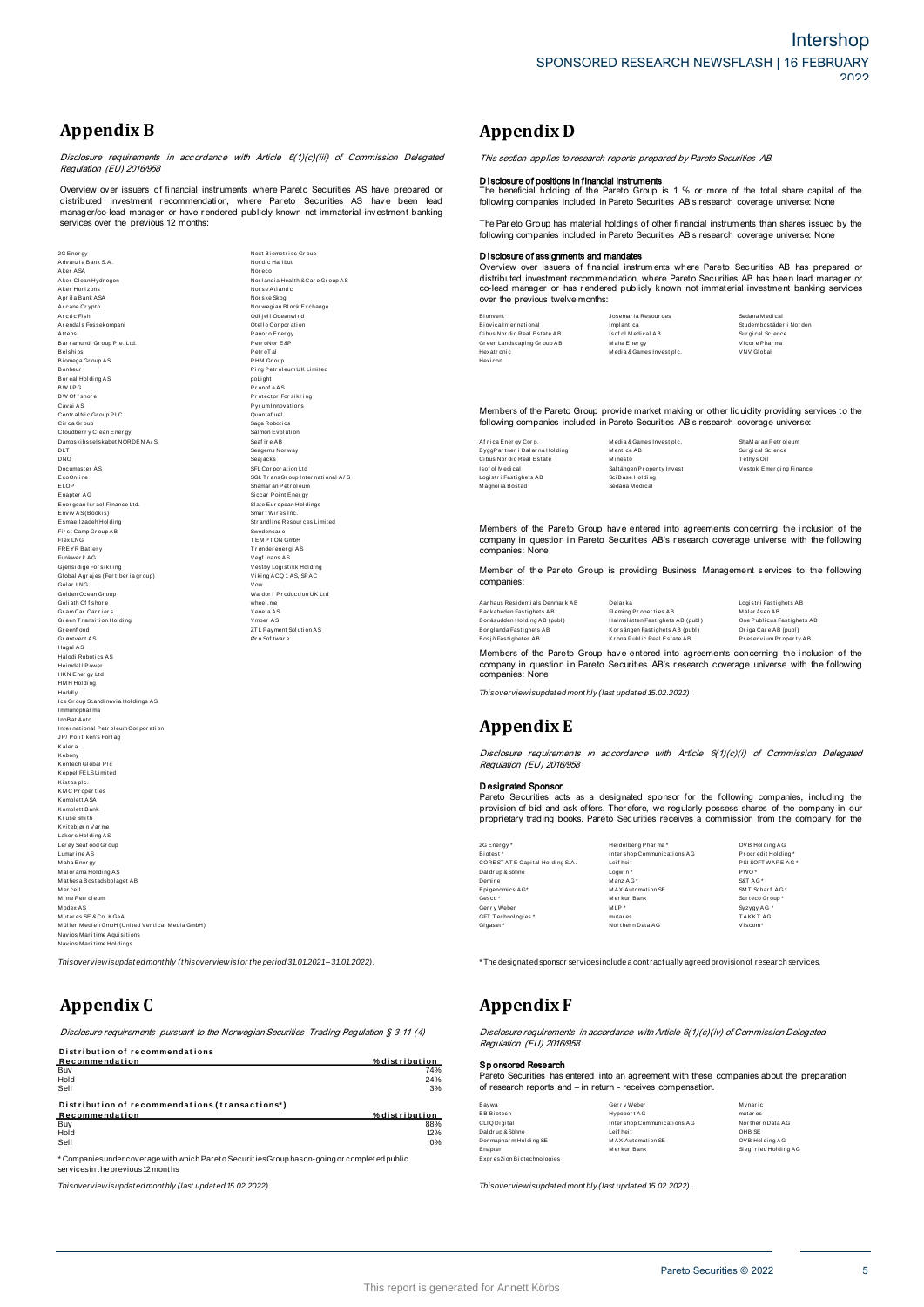## Appendix B

*Disclosure requirements in accordance with Article 6(1)(c)(iii) of Commission Delegated Regulation (EU) 2016/958*

Overview over issuers of financial instruments where Pareto Securities AS have prepared or distributed investment recommendation, where Pareto Securities AS have been lead manager/co-lead manager or have rendered publicly known not immaterial investment banking services over the previous 12 months:

| | |
|---|---|
| 2G Energy | Next Biometrics Group |
| Advanzia Bank S.A. | Nordic Halibut |
| Aker ASA | Noreco |
| Aker Clean Hydrogen | Norlandia Health & Care Group AS |
| Aker Horizons | Norse Atlantic |
| Aprila Bank ASA | Norske Skog |
| Arcane Crypto | Norwegian Block Exchange |
| Arctic Fish | Odfjell Oceanwind |
| Arendals Fossekompani | Otello Corporation |
| Attensi | Panoro Energy |
| Barramundi Group Pte. Ltd. | PetroNor E&P |
| Belships | PetroTal |
| Biomega Group AS | PHM Group |
| Bonheur | Ping Petroleum UK Limited |
| Boreal Holding AS | poLight |
| BW LPG | Pronofa AS |
| BW Offshore | Protector Forsikring |
| Cavai AS | Pyrum Innovations |
| CentralNic Group PLC | Quantafuel |
| Circa Group | Saga Robotics |
| Cloudberry Clean Energy | Salmon Evolution |
| Dampskibsselskabet NORDEN A/S | Seafire AB |
| DLT | Seagems Norway |
| DNO | Seajacks |
| Documaster AS | SFL Corporation Ltd |
| EcoOnline | SGL TransGroup International A/S |
| ELOP | Shamaran Petroleum |
| Enapter AG | Siccar Point Energy |
| Energean Israel Finance Ltd. | Slate European Holdings |
| Enviv AS (Bookis) | Smart Wires Inc. |
| Esmaeilzadeh Holding | Strandline Resources Limited |
| First Camp Group AB | Swedencare |
| Flex LNG | TEMPTON GmbH |
| FREYR Battery | Trønderenergi AS |
| Funkwerk AG | Vegfinans AS |
| Gjensidige Forsikring | Vestby Logistikk Holding |
| Global Agrajes (Fertiberia group) | Viking ACQ 1 AS, SPAC |
| Golar LNG | Vow |
| Golden Ocean Group | Waldorf Production UK Ltd |
| Goliath Offshore | wheel.me |
| GramCar Carriers | Xeneta AS |
| Green Transition Holding | Ymber AS |
| Greenfood | ZTL Payment Solution AS |
| Grøntvedt AS | Ørn Software |
| Hagal AS | |
| Halodi Robotics AS | |
| Heimdall Power | |
| HKN Energy Ltd | |
| HMH Holding | |
| Huddly | |
| Ice Group Scandinavia Holdings AS | |
| Immunopharma | |
| InoBat Auto | |
| International Petroleum Corporation | |
| JP/ Politiken's Forlag | |
| Kalera | |
| Kebony | |
| Kentech Global Plc | |
| Keppel FELS Limited | |
| Kistos plc. | |
| KMC Properties | |
| Komplett ASA | |
| Komplett Bank | |
| Kruse Smith | |
| Kvitebjørn Varme | |
| Lakers Holding AS | |
| Lerøy Seafood Group | |
| Lumarine AS | |
| Maha Energy | |
| Malorama Holding AS | |
| Mathesa Bostadsbolaget AB | |
| Mercell | |
| Mime Petroleum | |
| Modex AS | |
| Mutares SE & Co. KGaA | |
| Müller Medien GmbH (United Vertical Media GmbH) | |
| Navios Maritime Aquisitions | |
| Navios Maritime Holdings | |

*This overview is updated monthly (this overview is for the period 31.01.2021 – 31.01.2022).*

## Appendix C

*Disclosure requirements pursuant to the Norwegian Securities Trading Regulation § 3-11 (4)*

**Distribution of recommendations**

| Recommendation | % distribution |
|---|---|
| Buy | 74% |
| Hold | 24% |
| Sell | 3% |

**Distribution of recommendations (transactions\*)**

| Recommendation | % distribution |
|---|---|
| Buy | 88% |
| Hold | 12% |
| Sell | 0% |

\* Companies under coverage with which Pareto Securities Group has on-going or completed public services in the previous 12 months

*This overview is updated monthly (last updated 15.02.2022).*

## Appendix D

*This section applies to research reports prepared by Pareto Securities AB.*

**Disclosure of positions in financial instruments**

The beneficial holding of the Pareto Group is 1 % or more of the total share capital of the following companies included in Pareto Securities AB's research coverage universe: None

The Pareto Group has material holdings of other financial instruments than shares issued by the following companies included in Pareto Securities AB's research coverage universe: None

**Disclosure of assignments and mandates**

Overview over issuers of financial instruments where Pareto Securities AB has prepared or distributed investment recommendation, where Pareto Securities AB has been lead manager or co-lead manager or has rendered publicly known not immaterial investment banking services over the previous twelve months:

| | | |
|---|---|---|
| Bionvent | Josemaria Resources | Sedana Medical |
| Biovica International | Implantica | Studentbostäder i Norden |
| Cibus Nordic Real Estate AB | Isofol Medical AB | Surgical Science |
| Green Landscaping Group AB | Maha Energy | Vicore Pharma |
| Hexatronic | Media & Games Invest plc. | VNV Global |
| Hexicon | | |

Members of the Pareto Group provide market making or other liquidity providing services to the following companies included in Pareto Securities AB's research coverage universe:

| | | |
|---|---|---|
| Africa Energy Corp. | Media & Games Invest plc. | ShaMaran Petroleum |
| ByggPartner i Dalarna Holding | Mentice AB | Surgical Science |
| Cibus Nordic Real Estate | Minesto | Tethys Oil |
| Isofol Medical | Saltängen Property Invest | Vostok Emerging Finance |
| Logistri Fastighets AB | Sci Base Holding | |
| Magnolia Bostad | Sedana Medical | |

Members of the Pareto Group have entered into agreements concerning the inclusion of the company in question in Pareto Securities AB's research coverage universe with the following companies: None

Member of the Pareto Group is providing Business Management services to the following companies:

| | | |
|---|---|---|
| Aarhaus Residentials Denmark AB | Delarka | Logistri Fastighets AB |
| Backaheden Fastighets AB | Fleming Properties AB | Mälaråsen AB |
| Bonäsudden Holding AB (publ) | Halmslätten Fastighets AB (publ) | One Publicus Fastighets AB |
| Borglanda Fastighets AB | Korsängen Fastighets AB (publ) | Origa Care AB (publ) |
| Bosjö Fastigheter AB | Krona Public Real Estate AB | Preservium Property AB |

Members of the Pareto Group have entered into agreements concerning the inclusion of the company in question in Pareto Securities AB's research coverage universe with the following companies: None

*This overview is updated monthly (last updated 15.02.2022).*

## Appendix E

*Disclosure requirements in accordance with Article 6(1)(c)(i) of Commission Delegated Regulation (EU) 2016/958*

**Designated Sponsor**

Pareto Securities acts as a designated sponsor for the following companies, including the provision of bid and ask offers. Therefore, we regularly possess shares of the company in our proprietary trading books. Pareto Securities receives a commission from the company for the

| | | |
|---|---|---|
| 2G Energy \* | Heidelberg Pharma \* | OVB Holding AG |
| Biotest \* | Intershop Communications AG | Procredit Holding \* |
| CORESTATE Capital Holding S.A. | Leifheit | PSI SOFTWARE AG \* |
| Daldrup & Söhne | Logwin \* | PWO \* |
| Demire | Manz AG \* | S&T AG \* |
| Epigenomics AG\* | MAX Automation SE | SMT Scharf AG \* |
| Gesco \* | Merkur Bank | Surteco Group \* |
| Gerry Weber | MLP \* | Syzygy AG \* |
| GFT Technologies \* | mutares | TAKKT AG |
| Gigaset \* | Northern Data AG | Viscom\* |

\* The designated sponsor services include a contractually agreed provision of research services.

## Appendix F

*Disclosure requirements in accordance with Article 6(1)(c)(iv) of Commission Delegated Regulation (EU) 2016/958*

**Sponsored Research**

Pareto Securities has entered into an agreement with these companies about the preparation of research reports and – in return - receives compensation.

| | | |
|---|---|---|
| Baywa | Gerry Weber | Mynaric |
| BB Biotech | Hypoport AG | mutares |
| CLIQ Digital | Intershop Communications AG | Northern Data AG |
| Daldrup & Söhne | Leifheit | OHB SE |
| Dermapharm Holding SE | MAX Automation SE | OVB Holding AG |
| Enapter | Merkur Bank | Siegfried Holding AG |
| Expres2ion Biotechnologies | | |

*This overview is updated monthly (last updated 15.02.2022).*

This report is generated for Annett Körbs